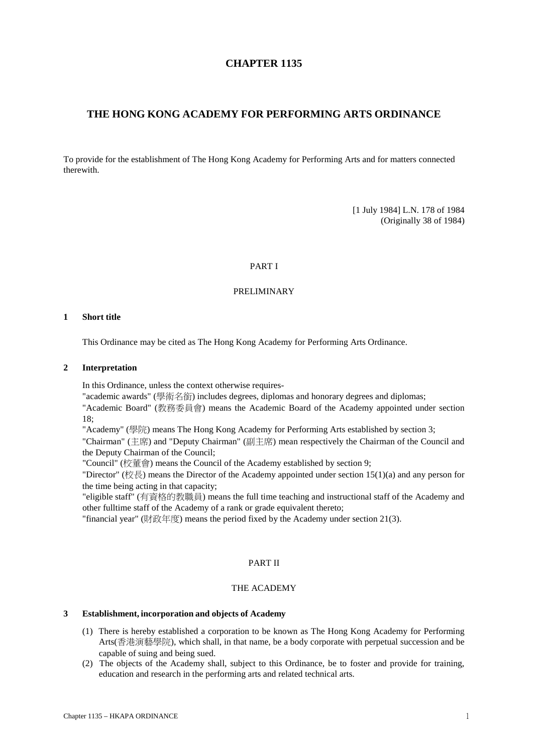# CHAPTER 1135

## THE HONG KONG ACADEMY FOR PERFORMING ARTS ORDINANCE

To provide for the establishment of The Hong Kong Academy for Performing Arts and for matters connected therewith.

[1 July 1984] L.N. 178 of 1984
(Originally 38 of 1984)

PART I

PRELIMINARY

### 1 Short title

This Ordinance may be cited as The Hong Kong Academy for Performing Arts Ordinance.

### 2 Interpretation

In this Ordinance, unless the context otherwise requires-

"academic awards" (學術名銜) includes degrees, diplomas and honorary degrees and diplomas;

"Academic Board" (教務委員會) means the Academic Board of the Academy appointed under section 18;

"Academy" (學院) means The Hong Kong Academy for Performing Arts established by section 3;

"Chairman" (主席) and "Deputy Chairman" (副主席) mean respectively the Chairman of the Council and the Deputy Chairman of the Council;

"Council" (校董會) means the Council of the Academy established by section 9;

"Director" (校長) means the Director of the Academy appointed under section 15(1)(a) and any person for the time being acting in that capacity;

"eligible staff" (有資格的教職員) means the full time teaching and instructional staff of the Academy and other fulltime staff of the Academy of a rank or grade equivalent thereto;

"financial year" (財政年度) means the period fixed by the Academy under section 21(3).

PART II

THE ACADEMY

### 3 Establishment, incorporation and objects of Academy

(1) There is hereby established a corporation to be known as The Hong Kong Academy for Performing Arts(香港演藝學院), which shall, in that name, be a body corporate with perpetual succession and be capable of suing and being sued.

(2) The objects of the Academy shall, subject to this Ordinance, be to foster and provide for training, education and research in the performing arts and related technical arts.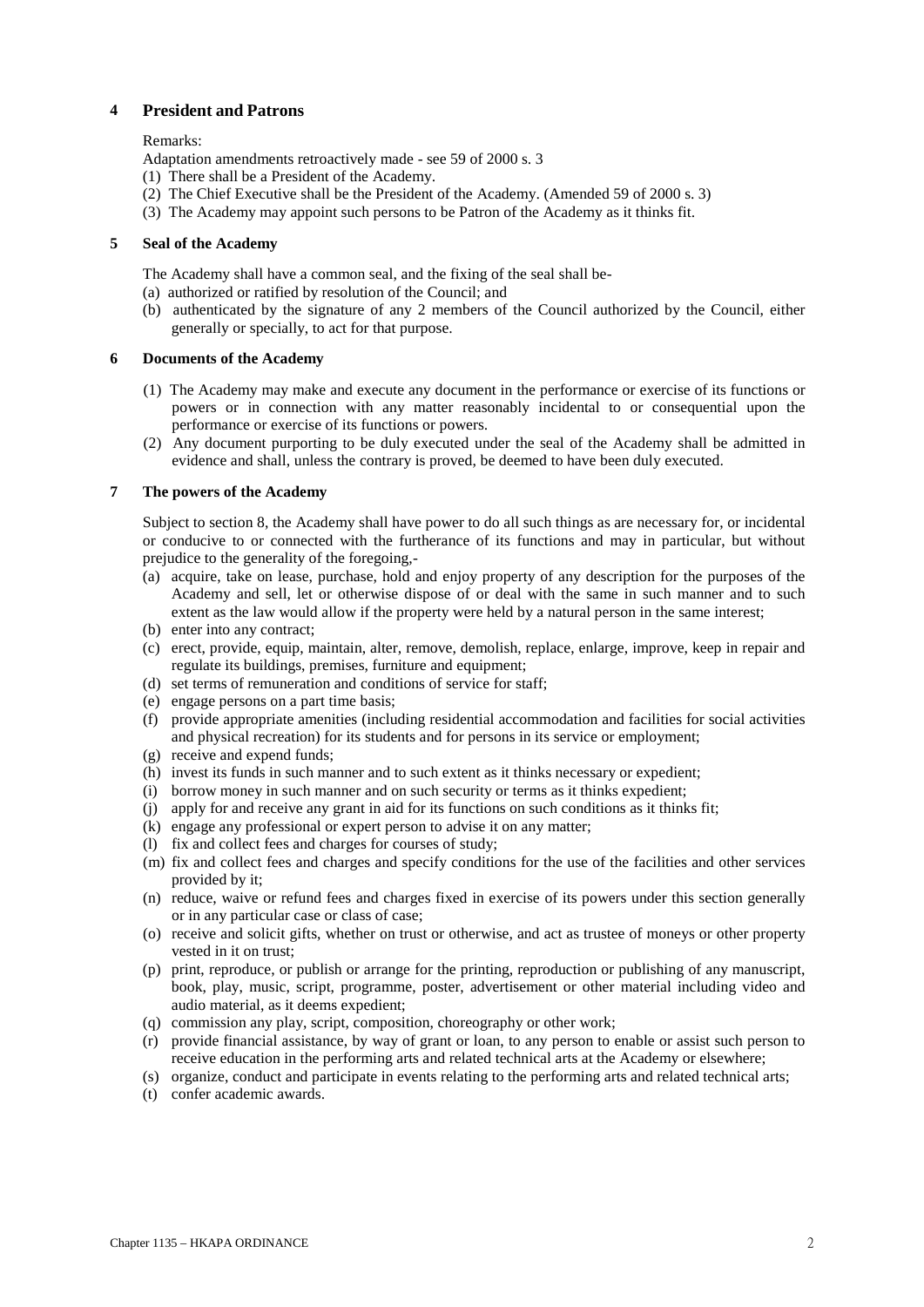## 4 President and Patrons

Remarks:

Adaptation amendments retroactively made - see 59 of 2000 s. 3

(1) There shall be a President of the Academy.

(2) The Chief Executive shall be the President of the Academy. (Amended 59 of 2000 s. 3)

(3) The Academy may appoint such persons to be Patron of the Academy as it thinks fit.

## 5 Seal of the Academy

The Academy shall have a common seal, and the fixing of the seal shall be-

(a) authorized or ratified by resolution of the Council; and

(b) authenticated by the signature of any 2 members of the Council authorized by the Council, either generally or specially, to act for that purpose.

## 6 Documents of the Academy

(1) The Academy may make and execute any document in the performance or exercise of its functions or powers or in connection with any matter reasonably incidental to or consequential upon the performance or exercise of its functions or powers.

(2) Any document purporting to be duly executed under the seal of the Academy shall be admitted in evidence and shall, unless the contrary is proved, be deemed to have been duly executed.

## 7 The powers of the Academy

Subject to section 8, the Academy shall have power to do all such things as are necessary for, or incidental or conducive to or connected with the furtherance of its functions and may in particular, but without prejudice to the generality of the foregoing,-

(a) acquire, take on lease, purchase, hold and enjoy property of any description for the purposes of the Academy and sell, let or otherwise dispose of or deal with the same in such manner and to such extent as the law would allow if the property were held by a natural person in the same interest;

(b) enter into any contract;

(c) erect, provide, equip, maintain, alter, remove, demolish, replace, enlarge, improve, keep in repair and regulate its buildings, premises, furniture and equipment;

(d) set terms of remuneration and conditions of service for staff;

(e) engage persons on a part time basis;

(f) provide appropriate amenities (including residential accommodation and facilities for social activities and physical recreation) for its students and for persons in its service or employment;

(g) receive and expend funds;

(h) invest its funds in such manner and to such extent as it thinks necessary or expedient;

(i) borrow money in such manner and on such security or terms as it thinks expedient;

(j) apply for and receive any grant in aid for its functions on such conditions as it thinks fit;

(k) engage any professional or expert person to advise it on any matter;

(l) fix and collect fees and charges for courses of study;

(m) fix and collect fees and charges and specify conditions for the use of the facilities and other services provided by it;

(n) reduce, waive or refund fees and charges fixed in exercise of its powers under this section generally or in any particular case or class of case;

(o) receive and solicit gifts, whether on trust or otherwise, and act as trustee of moneys or other property vested in it on trust;

(p) print, reproduce, or publish or arrange for the printing, reproduction or publishing of any manuscript, book, play, music, script, programme, poster, advertisement or other material including video and audio material, as it deems expedient;

(q) commission any play, script, composition, choreography or other work;

(r) provide financial assistance, by way of grant or loan, to any person to enable or assist such person to receive education in the performing arts and related technical arts at the Academy or elsewhere;

(s) organize, conduct and participate in events relating to the performing arts and related technical arts;

(t) confer academic awards.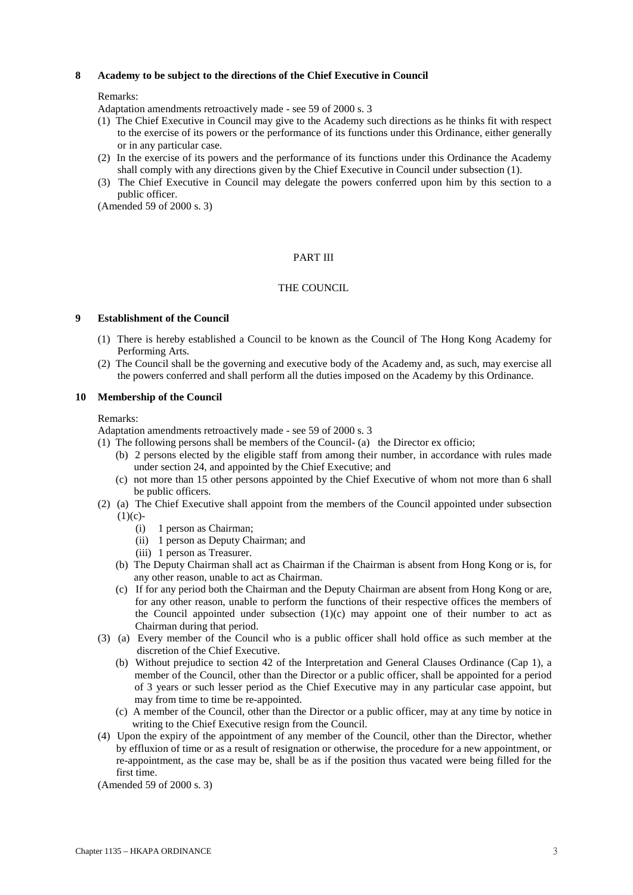**8 Academy to be subject to the directions of the Chief Executive in Council**

Remarks:

Adaptation amendments retroactively made - see 59 of 2000 s. 3

(1) The Chief Executive in Council may give to the Academy such directions as he thinks fit with respect to the exercise of its powers or the performance of its functions under this Ordinance, either generally or in any particular case.

(2) In the exercise of its powers and the performance of its functions under this Ordinance the Academy shall comply with any directions given by the Chief Executive in Council under subsection (1).

(3) The Chief Executive in Council may delegate the powers conferred upon him by this section to a public officer.

(Amended 59 of 2000 s. 3)

PART III

THE COUNCIL

**9 Establishment of the Council**

(1) There is hereby established a Council to be known as the Council of The Hong Kong Academy for Performing Arts.

(2) The Council shall be the governing and executive body of the Academy and, as such, may exercise all the powers conferred and shall perform all the duties imposed on the Academy by this Ordinance.

**10 Membership of the Council**

Remarks:

Adaptation amendments retroactively made - see 59 of 2000 s. 3

(1) The following persons shall be members of the Council- (a) the Director ex officio;

(b) 2 persons elected by the eligible staff from among their number, in accordance with rules made under section 24, and appointed by the Chief Executive; and

(c) not more than 15 other persons appointed by the Chief Executive of whom not more than 6 shall be public officers.

(2) (a) The Chief Executive shall appoint from the members of the Council appointed under subsection (1)(c)-

(i) 1 person as Chairman;

(ii) 1 person as Deputy Chairman; and

(iii) 1 person as Treasurer.

(b) The Deputy Chairman shall act as Chairman if the Chairman is absent from Hong Kong or is, for any other reason, unable to act as Chairman.

(c) If for any period both the Chairman and the Deputy Chairman are absent from Hong Kong or are, for any other reason, unable to perform the functions of their respective offices the members of the Council appointed under subsection (1)(c) may appoint one of their number to act as Chairman during that period.

(3) (a) Every member of the Council who is a public officer shall hold office as such member at the discretion of the Chief Executive.

(b) Without prejudice to section 42 of the Interpretation and General Clauses Ordinance (Cap 1), a member of the Council, other than the Director or a public officer, shall be appointed for a period of 3 years or such lesser period as the Chief Executive may in any particular case appoint, but may from time to time be re-appointed.

(c) A member of the Council, other than the Director or a public officer, may at any time by notice in writing to the Chief Executive resign from the Council.

(4) Upon the expiry of the appointment of any member of the Council, other than the Director, whether by effluxion of time or as a result of resignation or otherwise, the procedure for a new appointment, or re-appointment, as the case may be, shall be as if the position thus vacated were being filled for the first time.

(Amended 59 of 2000 s. 3)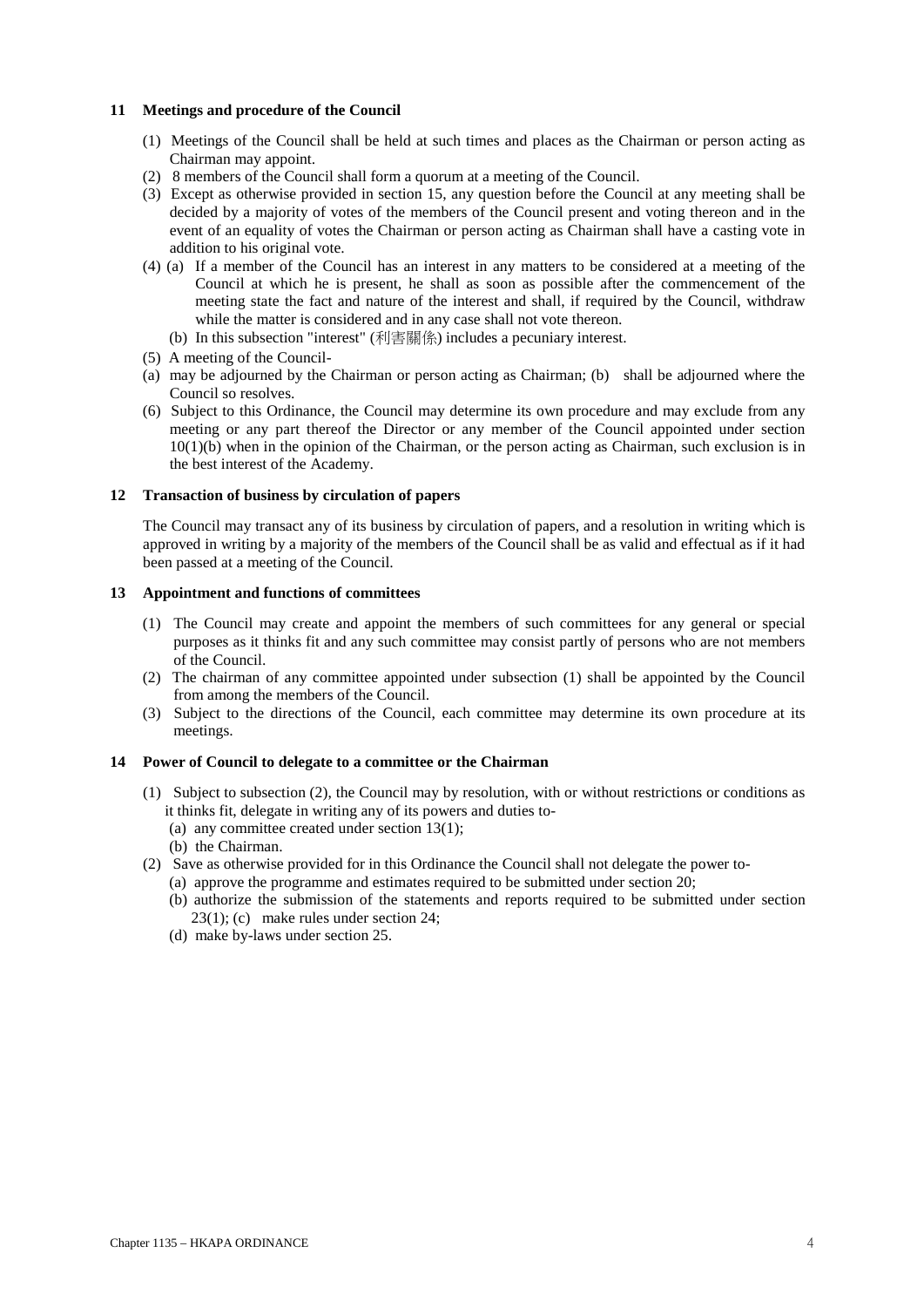### 11 Meetings and procedure of the Council

(1) Meetings of the Council shall be held at such times and places as the Chairman or person acting as Chairman may appoint.

(2) 8 members of the Council shall form a quorum at a meeting of the Council.

(3) Except as otherwise provided in section 15, any question before the Council at any meeting shall be decided by a majority of votes of the members of the Council present and voting thereon and in the event of an equality of votes the Chairman or person acting as Chairman shall have a casting vote in addition to his original vote.

(4) (a) If a member of the Council has an interest in any matters to be considered at a meeting of the Council at which he is present, he shall as soon as possible after the commencement of the meeting state the fact and nature of the interest and shall, if required by the Council, withdraw while the matter is considered and in any case shall not vote thereon.

(b) In this subsection "interest" (利害關係) includes a pecuniary interest.

(5) A meeting of the Council-

(a) may be adjourned by the Chairman or person acting as Chairman; (b) shall be adjourned where the Council so resolves.

(6) Subject to this Ordinance, the Council may determine its own procedure and may exclude from any meeting or any part thereof the Director or any member of the Council appointed under section 10(1)(b) when in the opinion of the Chairman, or the person acting as Chairman, such exclusion is in the best interest of the Academy.

### 12 Transaction of business by circulation of papers

The Council may transact any of its business by circulation of papers, and a resolution in writing which is approved in writing by a majority of the members of the Council shall be as valid and effectual as if it had been passed at a meeting of the Council.

### 13 Appointment and functions of committees

(1) The Council may create and appoint the members of such committees for any general or special purposes as it thinks fit and any such committee may consist partly of persons who are not members of the Council.

(2) The chairman of any committee appointed under subsection (1) shall be appointed by the Council from among the members of the Council.

(3) Subject to the directions of the Council, each committee may determine its own procedure at its meetings.

### 14 Power of Council to delegate to a committee or the Chairman

(1) Subject to subsection (2), the Council may by resolution, with or without restrictions or conditions as it thinks fit, delegate in writing any of its powers and duties to-

(a) any committee created under section 13(1);

(b) the Chairman.

(2) Save as otherwise provided for in this Ordinance the Council shall not delegate the power to-

(a) approve the programme and estimates required to be submitted under section 20;

(b) authorize the submission of the statements and reports required to be submitted under section 23(1); (c) make rules under section 24;

(d) make by-laws under section 25.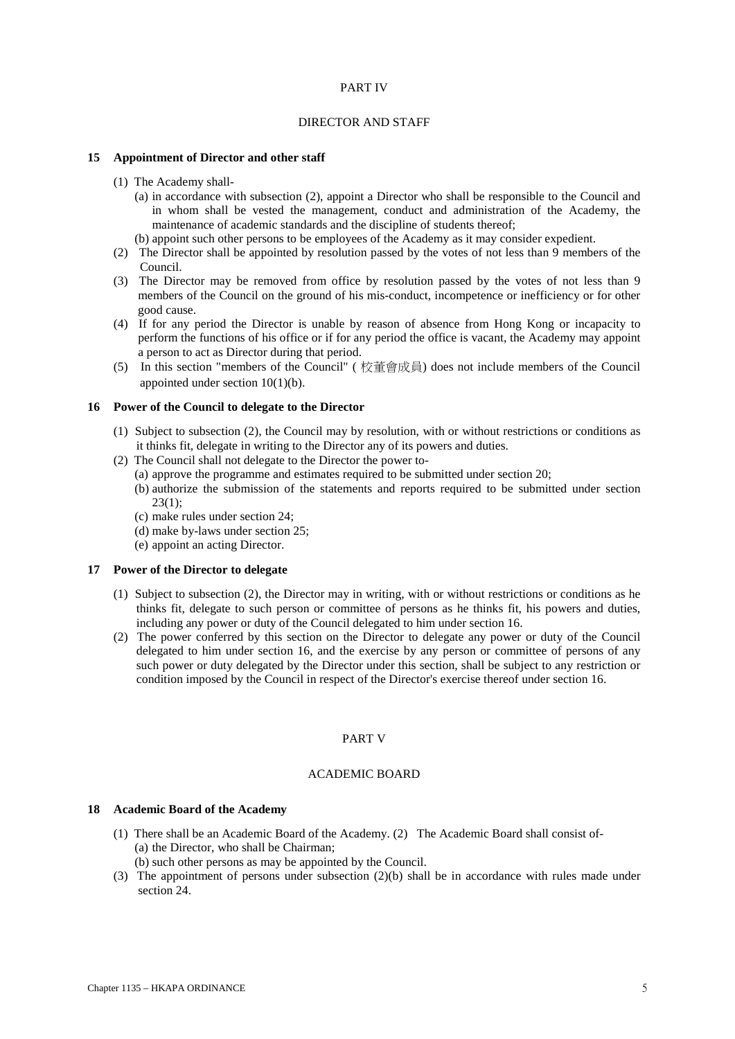## PART IV

## DIRECTOR AND STAFF

### 15 Appointment of Director and other staff

(1) The Academy shall-

(a) in accordance with subsection (2), appoint a Director who shall be responsible to the Council and in whom shall be vested the management, conduct and administration of the Academy, the maintenance of academic standards and the discipline of students thereof;

(b) appoint such other persons to be employees of the Academy as it may consider expedient.

(2) The Director shall be appointed by resolution passed by the votes of not less than 9 members of the Council.

(3) The Director may be removed from office by resolution passed by the votes of not less than 9 members of the Council on the ground of his mis-conduct, incompetence or inefficiency or for other good cause.

(4) If for any period the Director is unable by reason of absence from Hong Kong or incapacity to perform the functions of his office or if for any period the office is vacant, the Academy may appoint a person to act as Director during that period.

(5) In this section "members of the Council" ( 校董會成員) does not include members of the Council appointed under section 10(1)(b).

### 16 Power of the Council to delegate to the Director

(1) Subject to subsection (2), the Council may by resolution, with or without restrictions or conditions as it thinks fit, delegate in writing to the Director any of its powers and duties.

(2) The Council shall not delegate to the Director the power to-

(a) approve the programme and estimates required to be submitted under section 20;

(b) authorize the submission of the statements and reports required to be submitted under section 23(1);

(c) make rules under section 24;

(d) make by-laws under section 25;

(e) appoint an acting Director.

### 17 Power of the Director to delegate

(1) Subject to subsection (2), the Director may in writing, with or without restrictions or conditions as he thinks fit, delegate to such person or committee of persons as he thinks fit, his powers and duties, including any power or duty of the Council delegated to him under section 16.

(2) The power conferred by this section on the Director to delegate any power or duty of the Council delegated to him under section 16, and the exercise by any person or committee of persons of any such power or duty delegated by the Director under this section, shall be subject to any restriction or condition imposed by the Council in respect of the Director's exercise thereof under section 16.

## PART V

## ACADEMIC BOARD

### 18 Academic Board of the Academy

(1) There shall be an Academic Board of the Academy. (2) The Academic Board shall consist of-

(a) the Director, who shall be Chairman;

(b) such other persons as may be appointed by the Council.

(3) The appointment of persons under subsection (2)(b) shall be in accordance with rules made under section 24.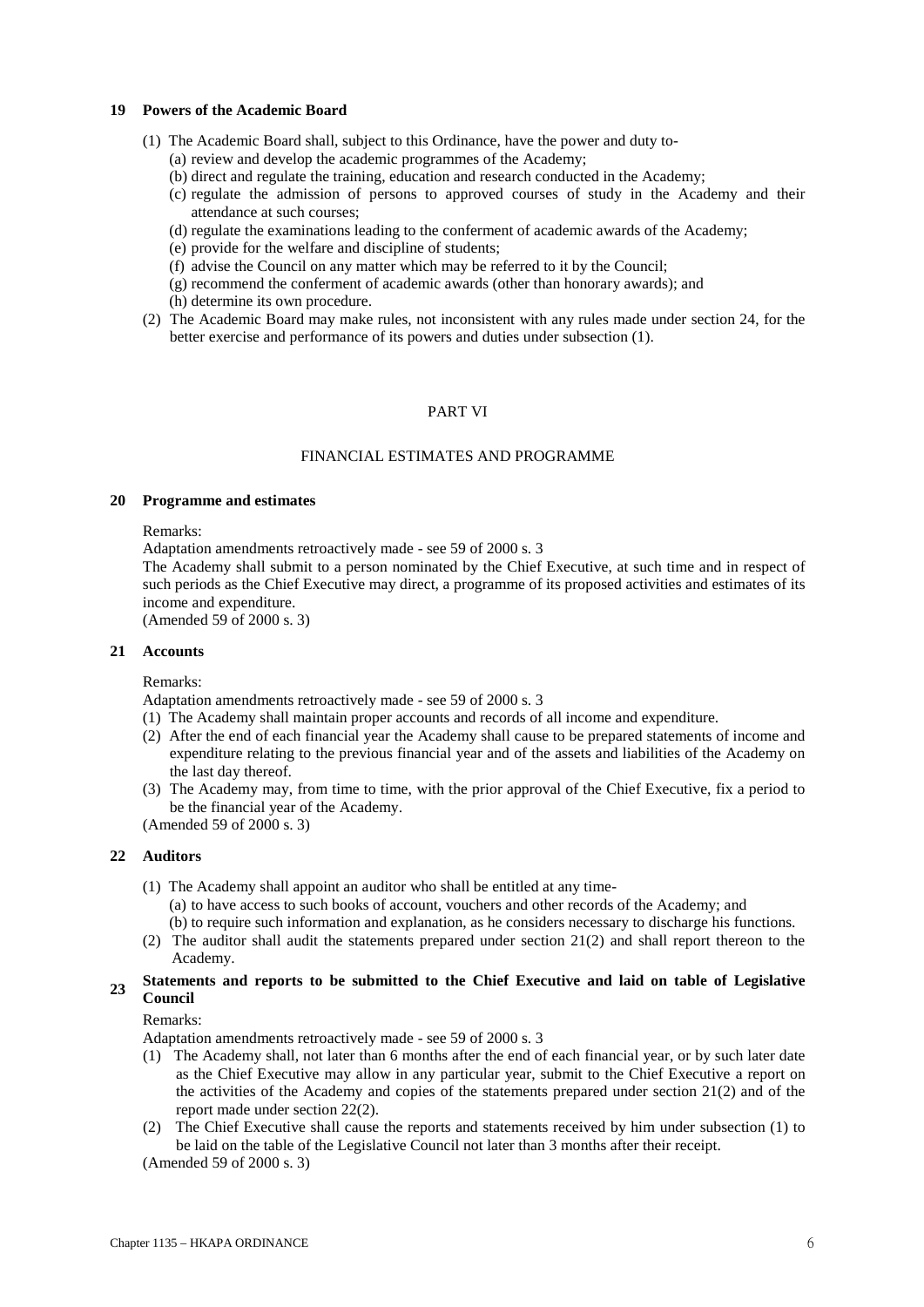### 19 Powers of the Academic Board

(1) The Academic Board shall, subject to this Ordinance, have the power and duty to-

(a) review and develop the academic programmes of the Academy;

(b) direct and regulate the training, education and research conducted in the Academy;

(c) regulate the admission of persons to approved courses of study in the Academy and their attendance at such courses;

(d) regulate the examinations leading to the conferment of academic awards of the Academy;

(e) provide for the welfare and discipline of students;

(f) advise the Council on any matter which may be referred to it by the Council;

(g) recommend the conferment of academic awards (other than honorary awards); and

(h) determine its own procedure.

(2) The Academic Board may make rules, not inconsistent with any rules made under section 24, for the better exercise and performance of its powers and duties under subsection (1).

## PART VI

## FINANCIAL ESTIMATES AND PROGRAMME

### 20 Programme and estimates

Remarks:

Adaptation amendments retroactively made - see 59 of 2000 s. 3

The Academy shall submit to a person nominated by the Chief Executive, at such time and in respect of such periods as the Chief Executive may direct, a programme of its proposed activities and estimates of its income and expenditure.

(Amended 59 of 2000 s. 3)

### 21 Accounts

Remarks:

Adaptation amendments retroactively made - see 59 of 2000 s. 3

(1) The Academy shall maintain proper accounts and records of all income and expenditure.

(2) After the end of each financial year the Academy shall cause to be prepared statements of income and expenditure relating to the previous financial year and of the assets and liabilities of the Academy on the last day thereof.

(3) The Academy may, from time to time, with the prior approval of the Chief Executive, fix a period to be the financial year of the Academy.

(Amended 59 of 2000 s. 3)

### 22 Auditors

(1) The Academy shall appoint an auditor who shall be entitled at any time-

(a) to have access to such books of account, vouchers and other records of the Academy; and

(b) to require such information and explanation, as he considers necessary to discharge his functions.

(2) The auditor shall audit the statements prepared under section 21(2) and shall report thereon to the Academy.

### 23 Statements and reports to be submitted to the Chief Executive and laid on table of Legislative Council

Remarks:

Adaptation amendments retroactively made - see 59 of 2000 s. 3

(1) The Academy shall, not later than 6 months after the end of each financial year, or by such later date as the Chief Executive may allow in any particular year, submit to the Chief Executive a report on the activities of the Academy and copies of the statements prepared under section 21(2) and of the report made under section 22(2).

(2) The Chief Executive shall cause the reports and statements received by him under subsection (1) to be laid on the table of the Legislative Council not later than 3 months after their receipt.

(Amended 59 of 2000 s. 3)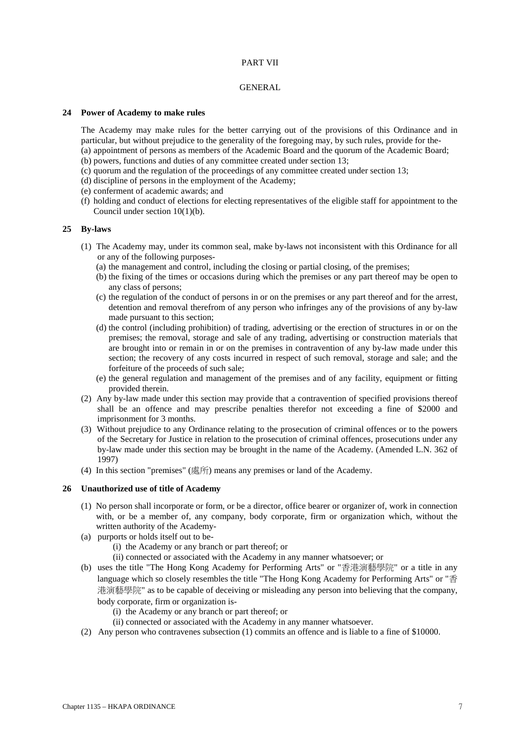# PART VII

## GENERAL

### 24 Power of Academy to make rules

The Academy may make rules for the better carrying out of the provisions of this Ordinance and in particular, but without prejudice to the generality of the foregoing may, by such rules, provide for the-

(a) appointment of persons as members of the Academic Board and the quorum of the Academic Board;
(b) powers, functions and duties of any committee created under section 13;
(c) quorum and the regulation of the proceedings of any committee created under section 13;
(d) discipline of persons in the employment of the Academy;
(e) conferment of academic awards; and
(f) holding and conduct of elections for electing representatives of the eligible staff for appointment to the Council under section 10(1)(b).

### 25 By-laws

(1) The Academy may, under its common seal, make by-laws not inconsistent with this Ordinance for all or any of the following purposes-
   (a) the management and control, including the closing or partial closing, of the premises;
   (b) the fixing of the times or occasions during which the premises or any part thereof may be open to any class of persons;
   (c) the regulation of the conduct of persons in or on the premises or any part thereof and for the arrest, detention and removal therefrom of any person who infringes any of the provisions of any by-law made pursuant to this section;
   (d) the control (including prohibition) of trading, advertising or the erection of structures in or on the premises; the removal, storage and sale of any trading, advertising or construction materials that are brought into or remain in or on the premises in contravention of any by-law made under this section; the recovery of any costs incurred in respect of such removal, storage and sale; and the forfeiture of the proceeds of such sale;
   (e) the general regulation and management of the premises and of any facility, equipment or fitting provided therein.

(2) Any by-law made under this section may provide that a contravention of specified provisions thereof shall be an offence and may prescribe penalties therefor not exceeding a fine of $2000 and imprisonment for 3 months.

(3) Without prejudice to any Ordinance relating to the prosecution of criminal offences or to the powers of the Secretary for Justice in relation to the prosecution of criminal offences, prosecutions under any by-law made under this section may be brought in the name of the Academy. (Amended L.N. 362 of 1997)

(4) In this section "premises" (處所) means any premises or land of the Academy.

### 26 Unauthorized use of title of Academy

(1) No person shall incorporate or form, or be a director, office bearer or organizer of, work in connection with, or be a member of, any company, body corporate, firm or organization which, without the written authority of the Academy-

(a) purports or holds itself out to be-
   (i) the Academy or any branch or part thereof; or
   (ii) connected or associated with the Academy in any manner whatsoever; or

(b) uses the title "The Hong Kong Academy for Performing Arts" or "香港演藝學院" or a title in any language which so closely resembles the title "The Hong Kong Academy for Performing Arts" or "香港演藝學院" as to be capable of deceiving or misleading any person into believing that the company, body corporate, firm or organization is-
   (i) the Academy or any branch or part thereof; or
   (ii) connected or associated with the Academy in any manner whatsoever.

(2) Any person who contravenes subsection (1) commits an offence and is liable to a fine of $10000.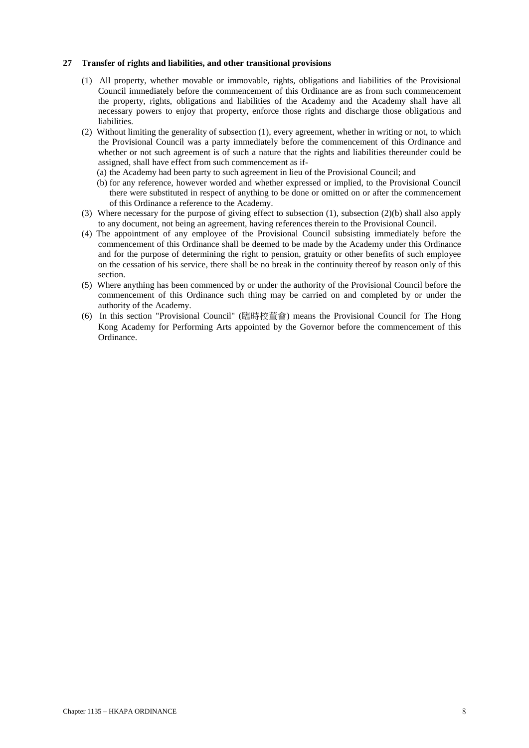**27 Transfer of rights and liabilities, and other transitional provisions**

(1) All property, whether movable or immovable, rights, obligations and liabilities of the Provisional Council immediately before the commencement of this Ordinance are as from such commencement the property, rights, obligations and liabilities of the Academy and the Academy shall have all necessary powers to enjoy that property, enforce those rights and discharge those obligations and liabilities.

(2) Without limiting the generality of subsection (1), every agreement, whether in writing or not, to which the Provisional Council was a party immediately before the commencement of this Ordinance and whether or not such agreement is of such a nature that the rights and liabilities thereunder could be assigned, shall have effect from such commencement as if-

(a) the Academy had been party to such agreement in lieu of the Provisional Council; and

(b) for any reference, however worded and whether expressed or implied, to the Provisional Council there were substituted in respect of anything to be done or omitted on or after the commencement of this Ordinance a reference to the Academy.

(3) Where necessary for the purpose of giving effect to subsection (1), subsection (2)(b) shall also apply to any document, not being an agreement, having references therein to the Provisional Council.

(4) The appointment of any employee of the Provisional Council subsisting immediately before the commencement of this Ordinance shall be deemed to be made by the Academy under this Ordinance and for the purpose of determining the right to pension, gratuity or other benefits of such employee on the cessation of his service, there shall be no break in the continuity thereof by reason only of this section.

(5) Where anything has been commenced by or under the authority of the Provisional Council before the commencement of this Ordinance such thing may be carried on and completed by or under the authority of the Academy.

(6) In this section "Provisional Council" (臨時校董會) means the Provisional Council for The Hong Kong Academy for Performing Arts appointed by the Governor before the commencement of this Ordinance.